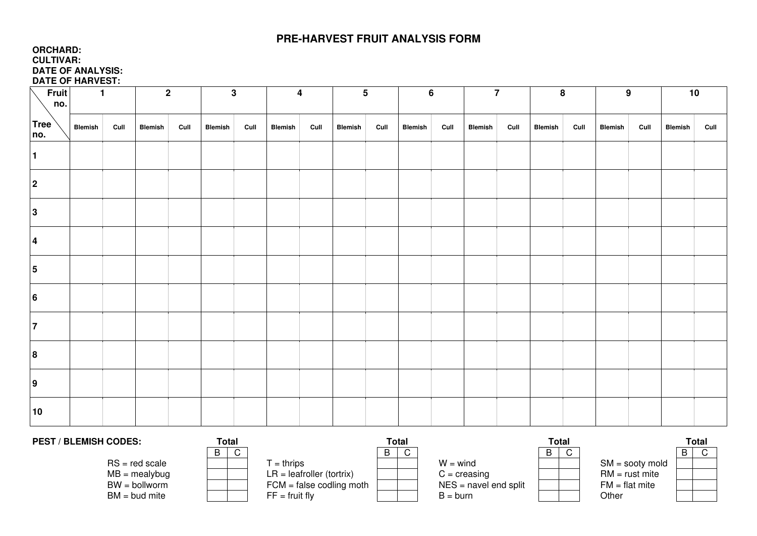# PRE-HARVEST FRUIT ANALYSIS FORM

**ORCHARD:**
**CULTIVAR:**
**DATE OF ANALYSIS:**
**DATE OF HARVEST:**

| Fruit no. / Tree no. | 1 | | 2 | | 3 | | 4 | | 5 | | 6 | | 7 | | 8 | | 9 | | 10 | |
|---|---|---|---|---|---|---|---|---|---|---|---|---|---|---|---|---|---|---|---|---|
| | Blemish | Cull | Blemish | Cull | Blemish | Cull | Blemish | Cull | Blemish | Cull | Blemish | Cull | Blemish | Cull | Blemish | Cull | Blemish | Cull | Blemish | Cull |
| 1 | | | | | | | | | | | | | | | | | | | | |
| 2 | | | | | | | | | | | | | | | | | | | | |
| 3 | | | | | | | | | | | | | | | | | | | | |
| 4 | | | | | | | | | | | | | | | | | | | | |
| 5 | | | | | | | | | | | | | | | | | | | | |
| 6 | | | | | | | | | | | | | | | | | | | | |
| 7 | | | | | | | | | | | | | | | | | | | | |
| 8 | | | | | | | | | | | | | | | | | | | | |
| 9 | | | | | | | | | | | | | | | | | | | | |
| 10 | | | | | | | | | | | | | | | | | | | | |

**PEST / BLEMISH CODES:**

| Code | Total B | Total C | Code | Total B | Total C | Code | Total B | Total C | Code | Total B | Total C |
|---|---|---|---|---|---|---|---|---|---|---|---|
| RS = red scale | | | T = thrips | | | W = wind | | | SM = sooty mold | | |
| MB = mealybug | | | LR = leafroller (tortrix) | | | C = creasing | | | RM = rust mite | | |
| BW = bollworm | | | FCM = false codling moth | | | NES = navel end split | | | FM = flat mite | | |
| BM = bud mite | | | FF = fruit fly | | | B = burn | | | Other | | |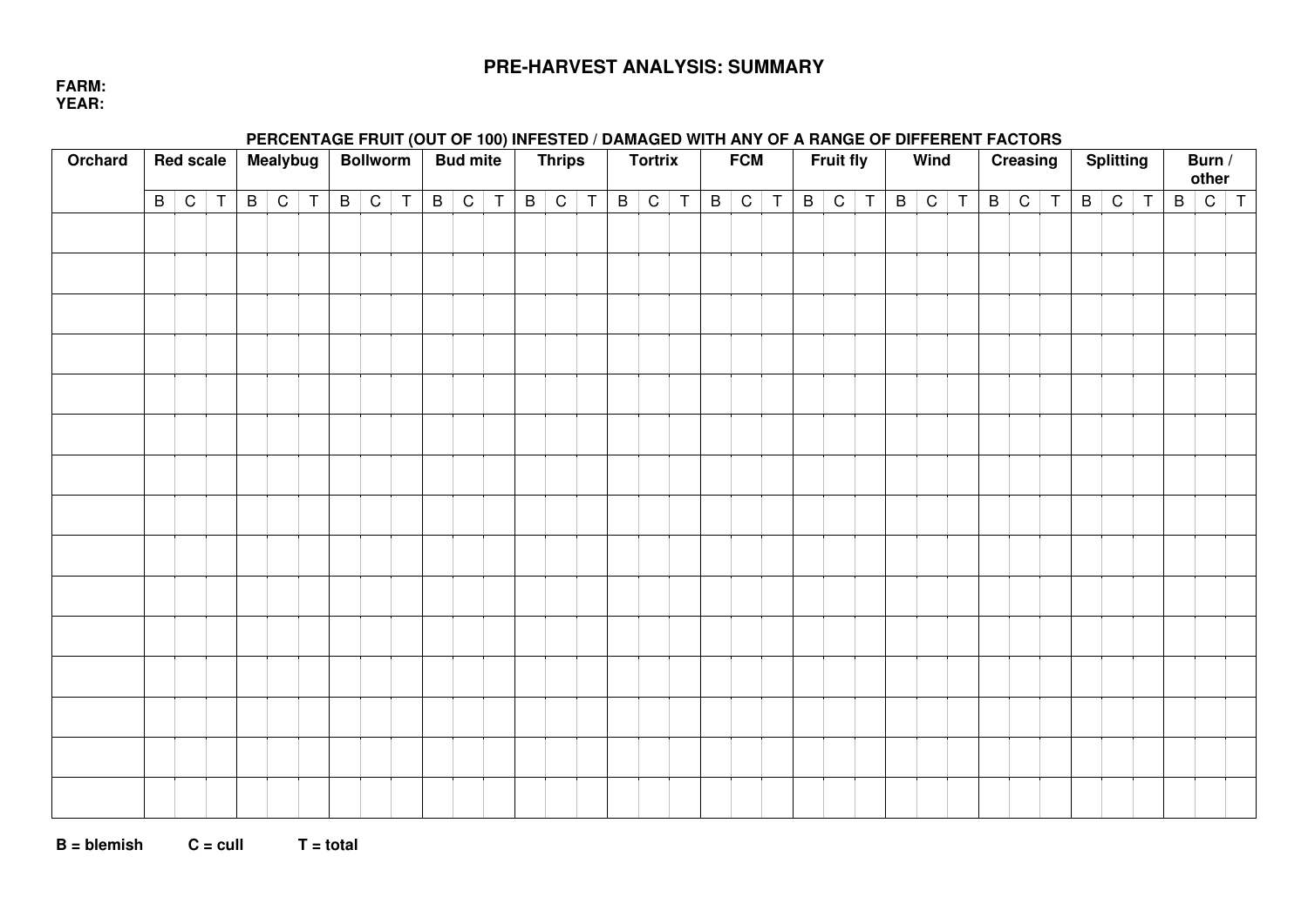# PRE-HARVEST ANALYSIS: SUMMARY

**FARM:**
**YEAR:**

**PERCENTAGE FRUIT (OUT OF 100) INFESTED / DAMAGED WITH ANY OF A RANGE OF DIFFERENT FACTORS**

| Orchard | Red scale | | | Mealybug | | | Bollworm | | | Bud mite | | | Thrips | | | Tortrix | | | FCM | | | Fruit fly | | | Wind | | | Creasing | | | Splitting | | | Burn / other | | |
|---|---|---|---|---|---|---|---|---|---|---|---|---|---|---|---|---|---|---|---|---|---|---|---|---|---|---|---|---|---|---|---|---|---|---|---|---|
| | B | C | T | B | C | T | B | C | T | B | C | T | B | C | T | B | C | T | B | C | T | B | C | T | B | C | T | B | C | T | B | C | T | B | C | T |
| | | | | | | | | | | | | | | | | | | | | | | | | | | | | | | | | | | | | |
| | | | | | | | | | | | | | | | | | | | | | | | | | | | | | | | | | | | | |
| | | | | | | | | | | | | | | | | | | | | | | | | | | | | | | | | | | | | |
| | | | | | | | | | | | | | | | | | | | | | | | | | | | | | | | | | | | | |
| | | | | | | | | | | | | | | | | | | | | | | | | | | | | | | | | | | | | |
| | | | | | | | | | | | | | | | | | | | | | | | | | | | | | | | | | | | | |
| | | | | | | | | | | | | | | | | | | | | | | | | | | | | | | | | | | | | |
| | | | | | | | | | | | | | | | | | | | | | | | | | | | | | | | | | | | | |
| | | | | | | | | | | | | | | | | | | | | | | | | | | | | | | | | | | | | |
| | | | | | | | | | | | | | | | | | | | | | | | | | | | | | | | | | | | | |
| | | | | | | | | | | | | | | | | | | | | | | | | | | | | | | | | | | | | |
| | | | | | | | | | | | | | | | | | | | | | | | | | | | | | | | | | | | | |
| | | | | | | | | | | | | | | | | | | | | | | | | | | | | | | | | | | | | |
| | | | | | | | | | | | | | | | | | | | | | | | | | | | | | | | | | | | | |
| | | | | | | | | | | | | | | | | | | | | | | | | | | | | | | | | | | | | |

**B = blemish** **C = cull** **T = total**